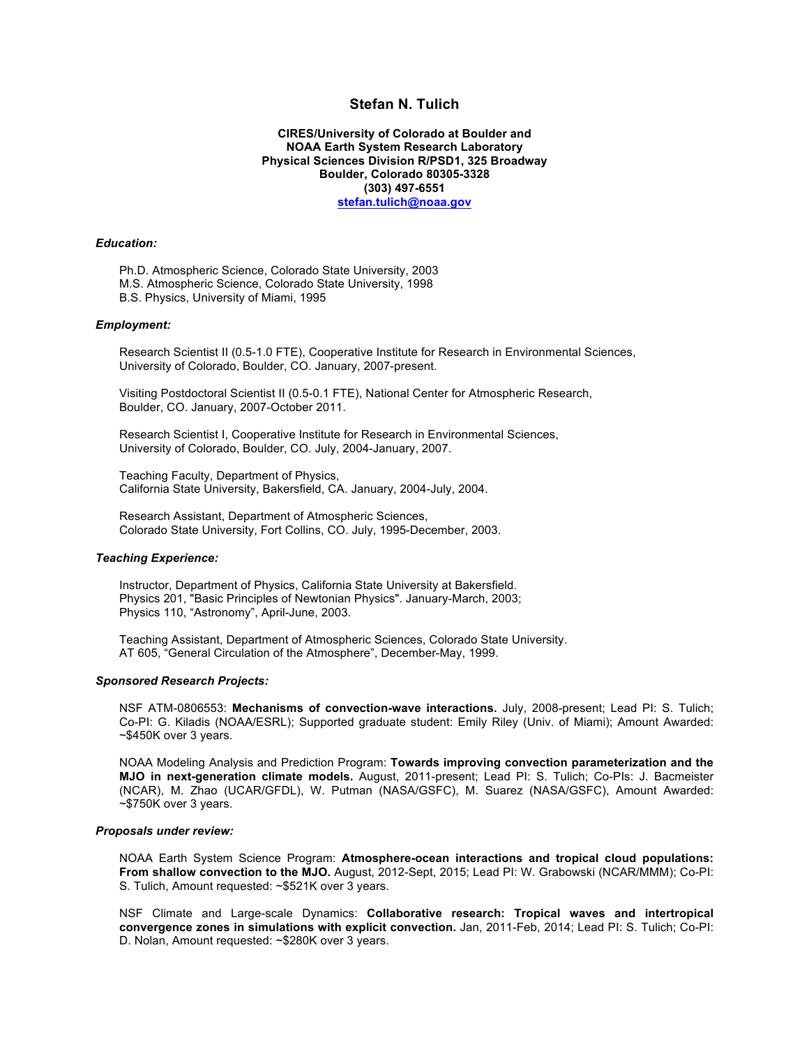# Stefan N. Tulich

**CIRES/University of Colorado at Boulder and**
**NOAA Earth System Research Laboratory**
**Physical Sciences Division R/PSD1, 325 Broadway**
**Boulder, Colorado 80305-3328**
**(303) 497-6551**
**stefan.tulich@noaa.gov**

### *Education:*

Ph.D. Atmospheric Science, Colorado State University, 2003
M.S. Atmospheric Science, Colorado State University, 1998
B.S. Physics, University of Miami, 1995

### *Employment:*

Research Scientist II (0.5-1.0 FTE), Cooperative Institute for Research in Environmental Sciences, University of Colorado, Boulder, CO. January, 2007-present.

Visiting Postdoctoral Scientist II (0.5-0.1 FTE), National Center for Atmospheric Research, Boulder, CO. January, 2007-October 2011.

Research Scientist I, Cooperative Institute for Research in Environmental Sciences, University of Colorado, Boulder, CO. July, 2004-January, 2007.

Teaching Faculty, Department of Physics, California State University, Bakersfield, CA. January, 2004-July, 2004.

Research Assistant, Department of Atmospheric Sciences, Colorado State University, Fort Collins, CO. July, 1995-December, 2003.

### *Teaching Experience:*

Instructor, Department of Physics, California State University at Bakersfield.
Physics 201, "Basic Principles of Newtonian Physics". January-March, 2003;
Physics 110, "Astronomy", April-June, 2003.

Teaching Assistant, Department of Atmospheric Sciences, Colorado State University.
AT 605, "General Circulation of the Atmosphere", December-May, 1999.

### *Sponsored Research Projects:*

NSF ATM-0806553: **Mechanisms of convection-wave interactions.** July, 2008-present; Lead PI: S. Tulich; Co-PI: G. Kiladis (NOAA/ESRL); Supported graduate student: Emily Riley (Univ. of Miami); Amount Awarded: ~$450K over 3 years.

NOAA Modeling Analysis and Prediction Program: **Towards improving convection parameterization and the MJO in next-generation climate models.** August, 2011-present; Lead PI: S. Tulich; Co-PIs: J. Bacmeister (NCAR), M. Zhao (UCAR/GFDL), W. Putman (NASA/GSFC), M. Suarez (NASA/GSFC), Amount Awarded: ~$750K over 3 years.

### *Proposals under review:*

NOAA Earth System Science Program: **Atmosphere-ocean interactions and tropical cloud populations: From shallow convection to the MJO.** August, 2012-Sept, 2015; Lead PI: W. Grabowski (NCAR/MMM); Co-PI: S. Tulich, Amount requested: ~$521K over 3 years.

NSF Climate and Large-scale Dynamics: **Collaborative research: Tropical waves and intertropical convergence zones in simulations with explicit convection.** Jan, 2011-Feb, 2014; Lead PI: S. Tulich; Co-PI: D. Nolan, Amount requested: ~$280K over 3 years.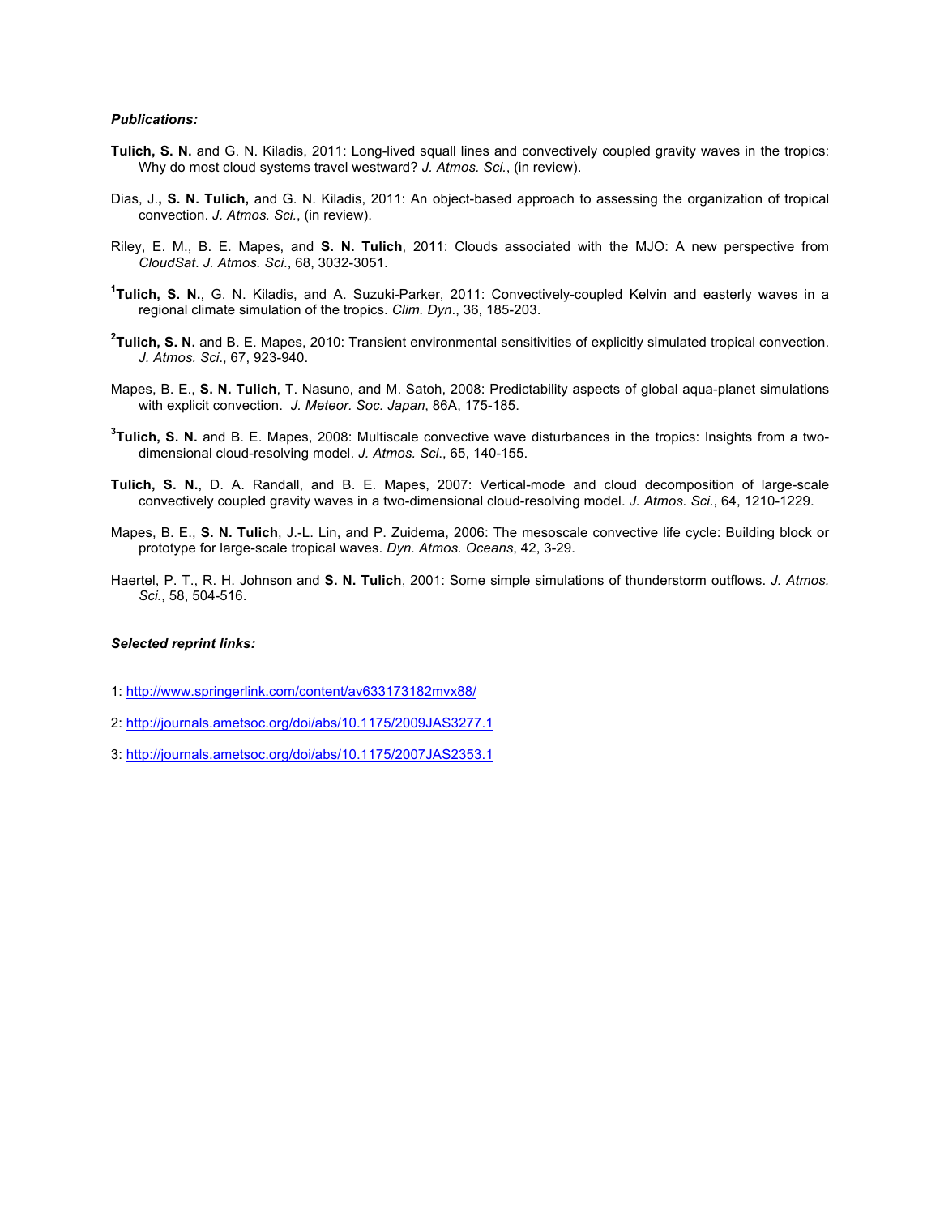***Publications:***

**Tulich, S. N.** and G. N. Kiladis, 2011: Long-lived squall lines and convectively coupled gravity waves in the tropics: Why do most cloud systems travel westward? *J. Atmos. Sci.*, (in review).

Dias, J.**, S. N. Tulich,** and G. N. Kiladis, 2011: An object-based approach to assessing the organization of tropical convection. *J. Atmos. Sci.*, (in review).

Riley, E. M., B. E. Mapes, and **S. N. Tulich**, 2011: Clouds associated with the MJO: A new perspective from *CloudSat*. *J. Atmos. Sci*., 68, 3032-3051.

[1]**Tulich, S. N.**, G. N. Kiladis, and A. Suzuki-Parker, 2011: Convectively-coupled Kelvin and easterly waves in a regional climate simulation of the tropics. *Clim. Dyn*., 36, 185-203.

[2]**Tulich, S. N.** and B. E. Mapes, 2010: Transient environmental sensitivities of explicitly simulated tropical convection. *J. Atmos. Sci*., 67, 923-940.

Mapes, B. E., **S. N. Tulich**, T. Nasuno, and M. Satoh, 2008: Predictability aspects of global aqua-planet simulations with explicit convection. *J. Meteor. Soc. Japan*, 86A, 175-185.

[3]**Tulich, S. N.** and B. E. Mapes, 2008: Multiscale convective wave disturbances in the tropics: Insights from a two-dimensional cloud-resolving model. *J. Atmos. Sci*., 65, 140-155.

**Tulich, S. N.**, D. A. Randall, and B. E. Mapes, 2007: Vertical-mode and cloud decomposition of large-scale convectively coupled gravity waves in a two-dimensional cloud-resolving model. *J. Atmos. Sci*., 64, 1210-1229.

Mapes, B. E., **S. N. Tulich**, J.-L. Lin, and P. Zuidema, 2006: The mesoscale convective life cycle: Building block or prototype for large-scale tropical waves. *Dyn. Atmos. Oceans*, 42, 3-29.

Haertel, P. T., R. H. Johnson and **S. N. Tulich**, 2001: Some simple simulations of thunderstorm outflows. *J. Atmos. Sci.*, 58, 504-516.

***Selected reprint links:***

1: http://www.springerlink.com/content/av633173182mvx88/

2: http://journals.ametsoc.org/doi/abs/10.1175/2009JAS3277.1

3: http://journals.ametsoc.org/doi/abs/10.1175/2007JAS2353.1